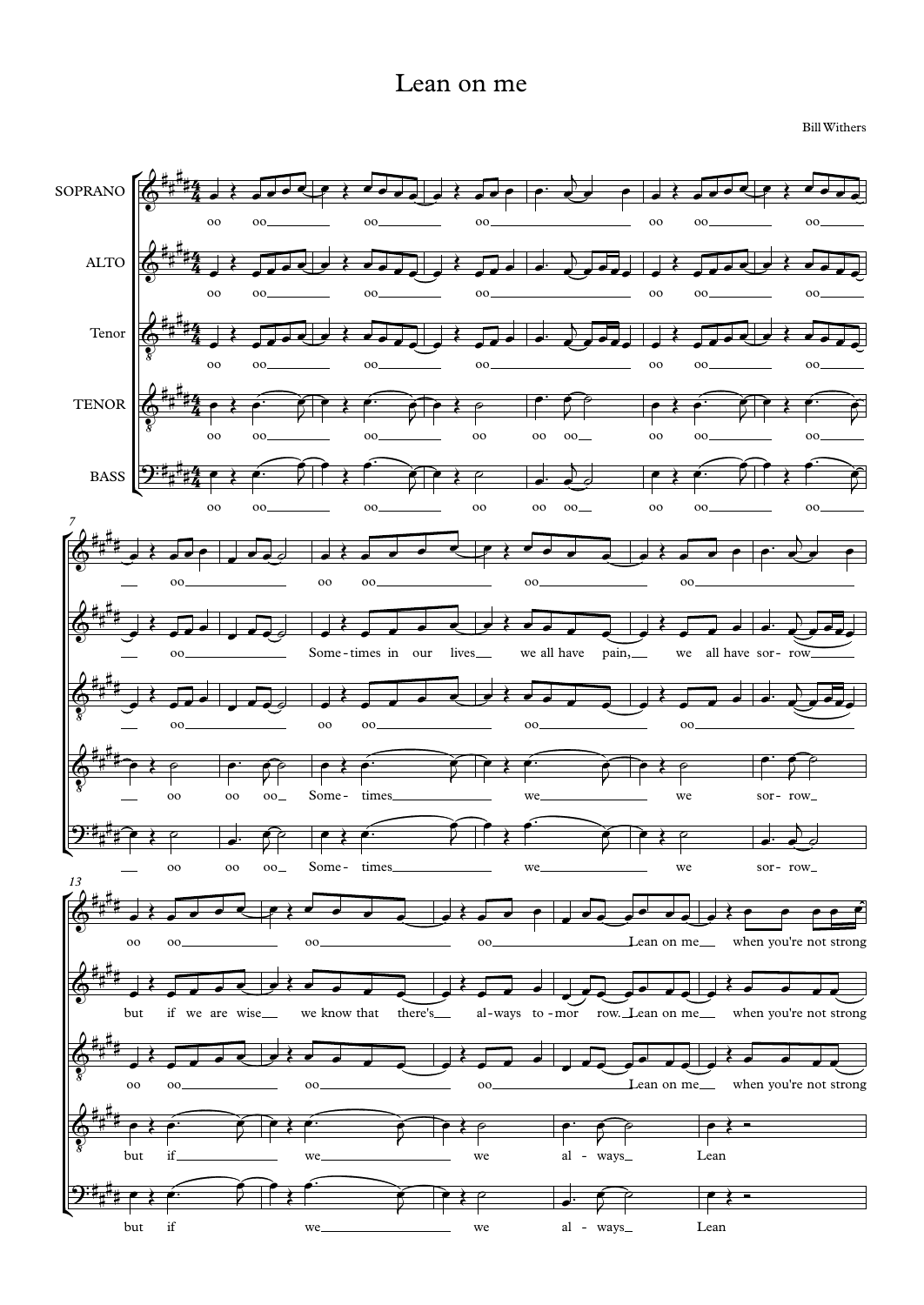# Lean on me

Bill Withers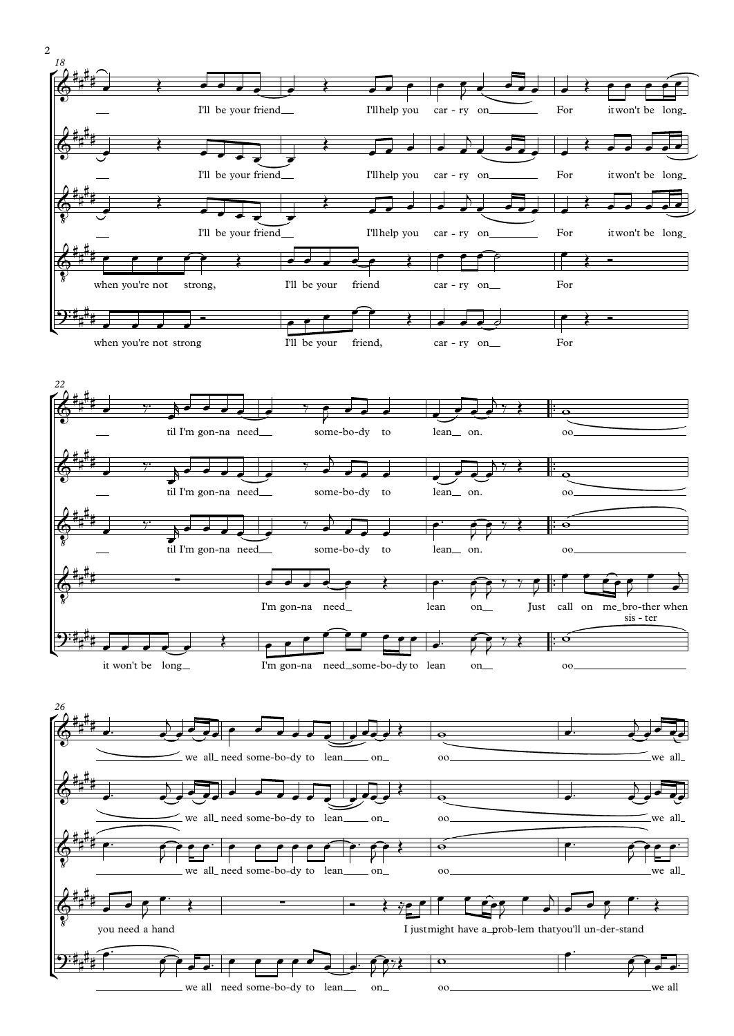18

I'll be your friend I'll help you car - ry on For it won't be long

I'll be your friend I'll help you car - ry on For it won't be long

I'll be your friend I'll help you car - ry on For it won't be long

when you're not strong, I'll be your friend car - ry on For

when you're not strong I'll be your friend, car - ry on For

22

til I'm gon-na need some-bo-dy to lean on. oo

til I'm gon-na need some-bo-dy to lean on. oo

til I'm gon-na need some-bo-dy to lean on. oo

I'm gon-na need lean on Just call on me bro-ther when sis - ter

it won't be long I'm gon-na need some-bo-dy to lean on oo

26

we all need some-bo-dy to lean on oo we all

we all need some-bo-dy to lean on oo we all

we all need some-bo-dy to lean on oo we all

you need a hand I just might have a prob-lem that you'll un-der-stand

we all need some-bo-dy to lean on oo we all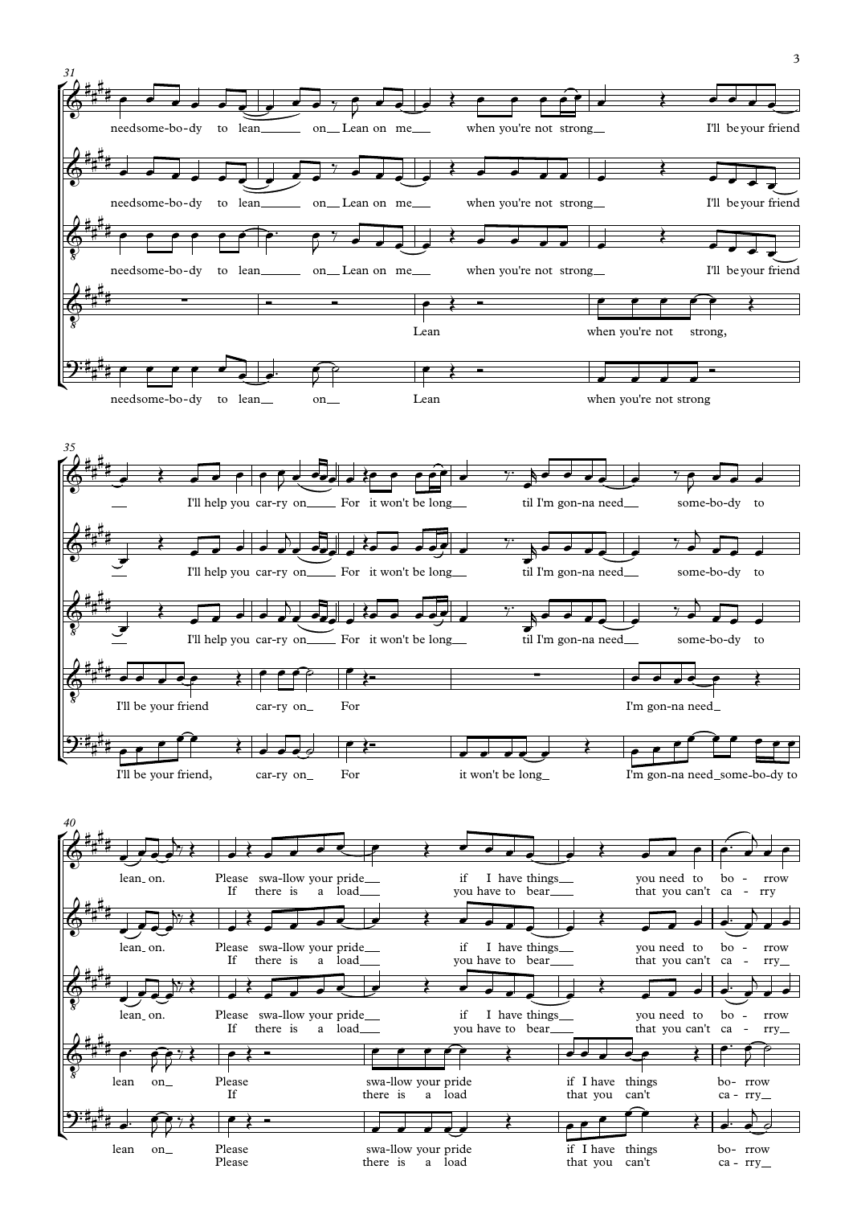31

needsome-bo-dy to lean on Lean on me when you're not strong I'll be your friend

needsome-bo-dy to lean on Lean on me when you're not strong I'll be your friend

needsome-bo-dy to lean on Lean on me when you're not strong I'll be your friend

Lean when you're not strong,

needsome-bo-dy to lean on Lean when you're not strong

35

I'll help you car-ry on For it won't be long til I'm gon-na need some-bo-dy to

I'll help you car-ry on For it won't be long til I'm gon-na need some-bo-dy to

I'll help you car-ry on For it won't be long til I'm gon-na need some-bo-dy to

I'll be your friend car-ry on For I'm gon-na need

I'll be your friend, car-ry on For it won't be long I'm gon-na need some-bo-dy to

40

lean on. Please swa-llow your pride if I have things you need to bo - rrow
If there is a load you have to bear that you can't ca - rry

lean on. Please swa-llow your pride if I have things you need to bo - rrow
If there is a load you have to bear that you can't ca - rry

lean on. Please swa-llow your pride if I have things you need to bo - rrow
If there is a load you have to bear that you can't ca - rry

lean on Please swa-llow your pride if I have things bo- rrow
If there is a load that you can't ca - rry

lean on Please swa-llow your pride if I have things bo- rrow
Please there is a load that you can't ca - rry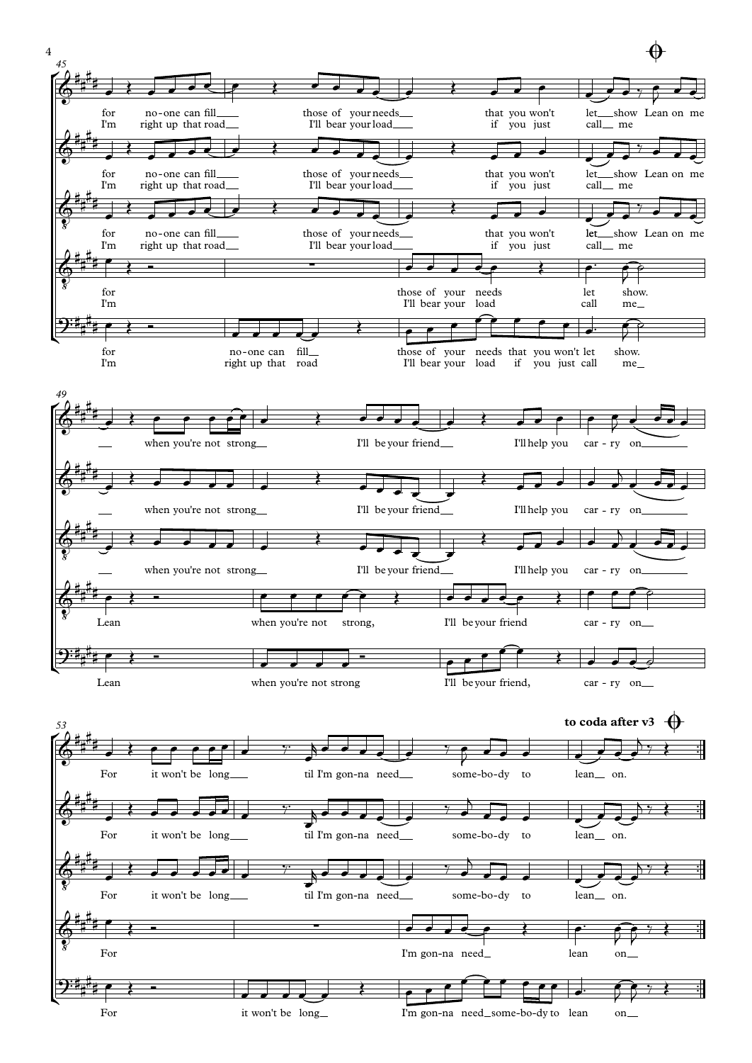to coda after v3